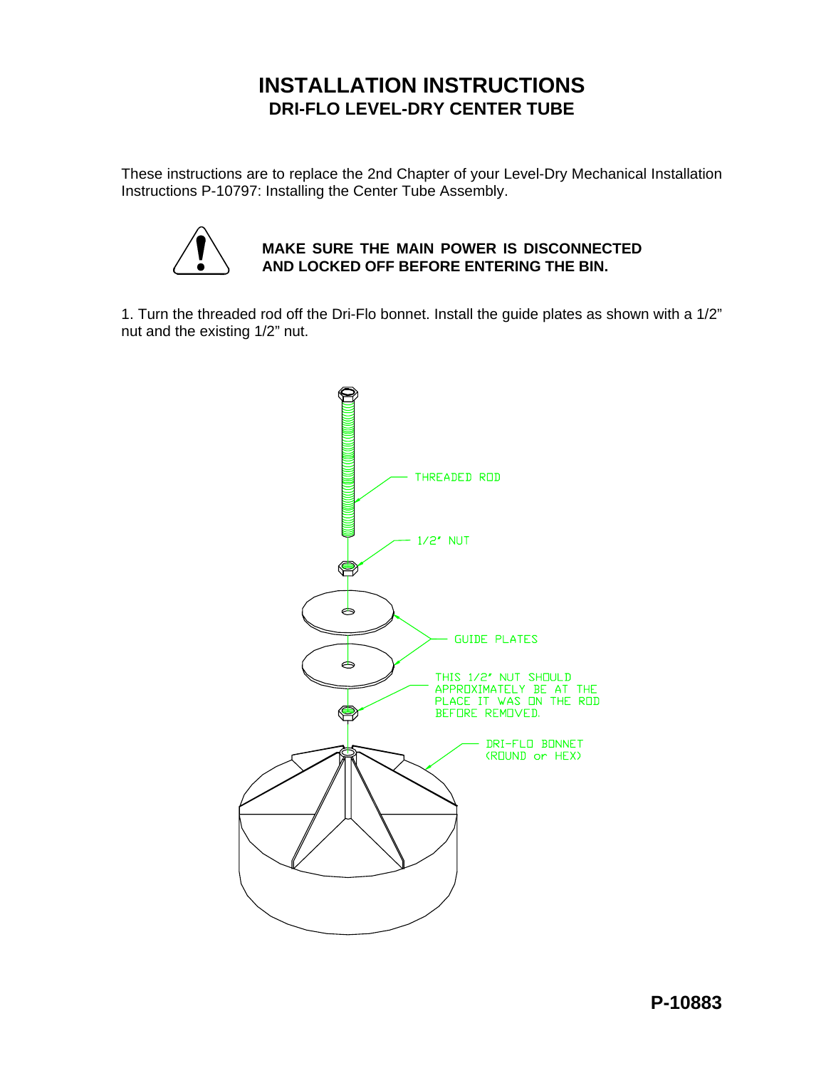# INSTALLATION INSTRUCTIONS

## DRI-FLO LEVEL-DRY CENTER TUBE

These instructions are to replace the 2nd Chapter of your Level-Dry Mechanical Installation Instructions P-10797: Installing the Center Tube Assembly.

**MAKE SURE THE MAIN POWER IS DISCONNECTED AND LOCKED OFF BEFORE ENTERING THE BIN.**

1. Turn the threaded rod off the Dri-Flo bonnet. Install the guide plates as shown with a 1/2" nut and the existing 1/2" nut.

THREADED ROD

1/2" NUT

GUIDE PLATES

THIS 1/2" NUT SHOULD APPROXIMATELY BE AT THE PLACE IT WAS ON THE ROD BEFORE REMOVED.

DRI-FLO BONNET (ROUND or HEX)

P-10883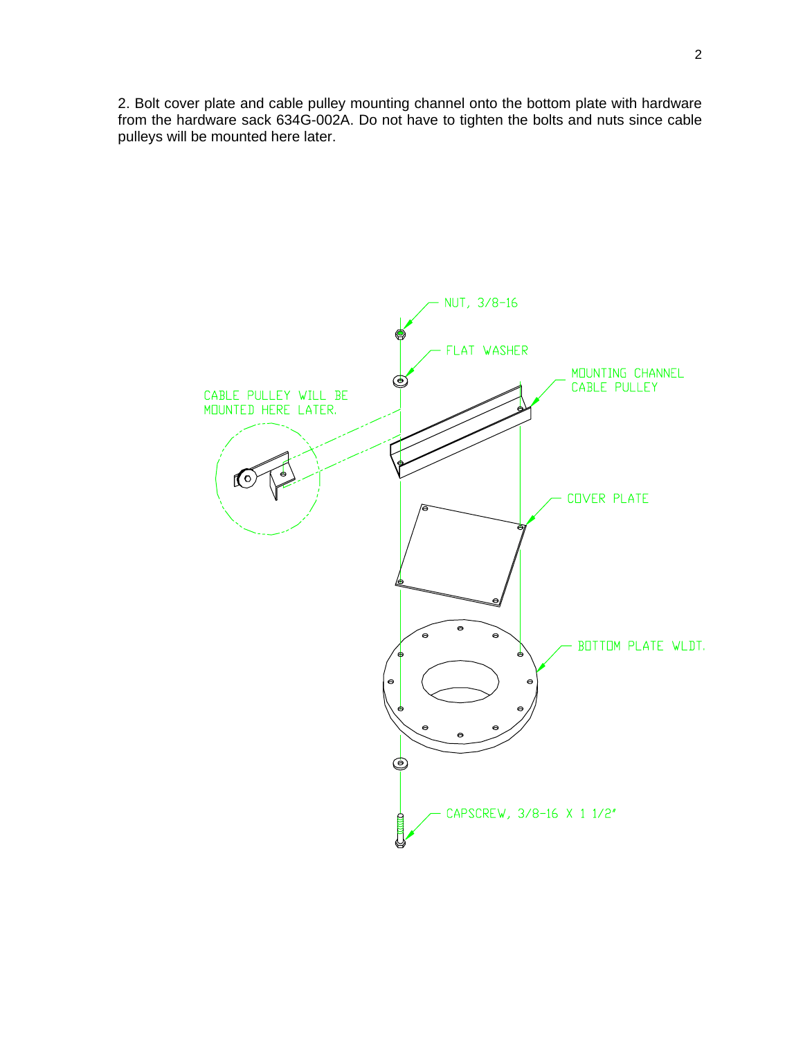2. Bolt cover plate and cable pulley mounting channel onto the bottom plate with hardware from the hardware sack 634G-002A. Do not have to tighten the bolts and nuts since cable pulleys will be mounted here later.

NUT, 3/8-16

FLAT WASHER

MOUNTING CHANNEL CABLE PULLEY

CABLE PULLEY WILL BE MOUNTED HERE LATER.

COVER PLATE

BOTTOM PLATE WLDT.

CAPSCREW, 3/8-16 X 1 1/2"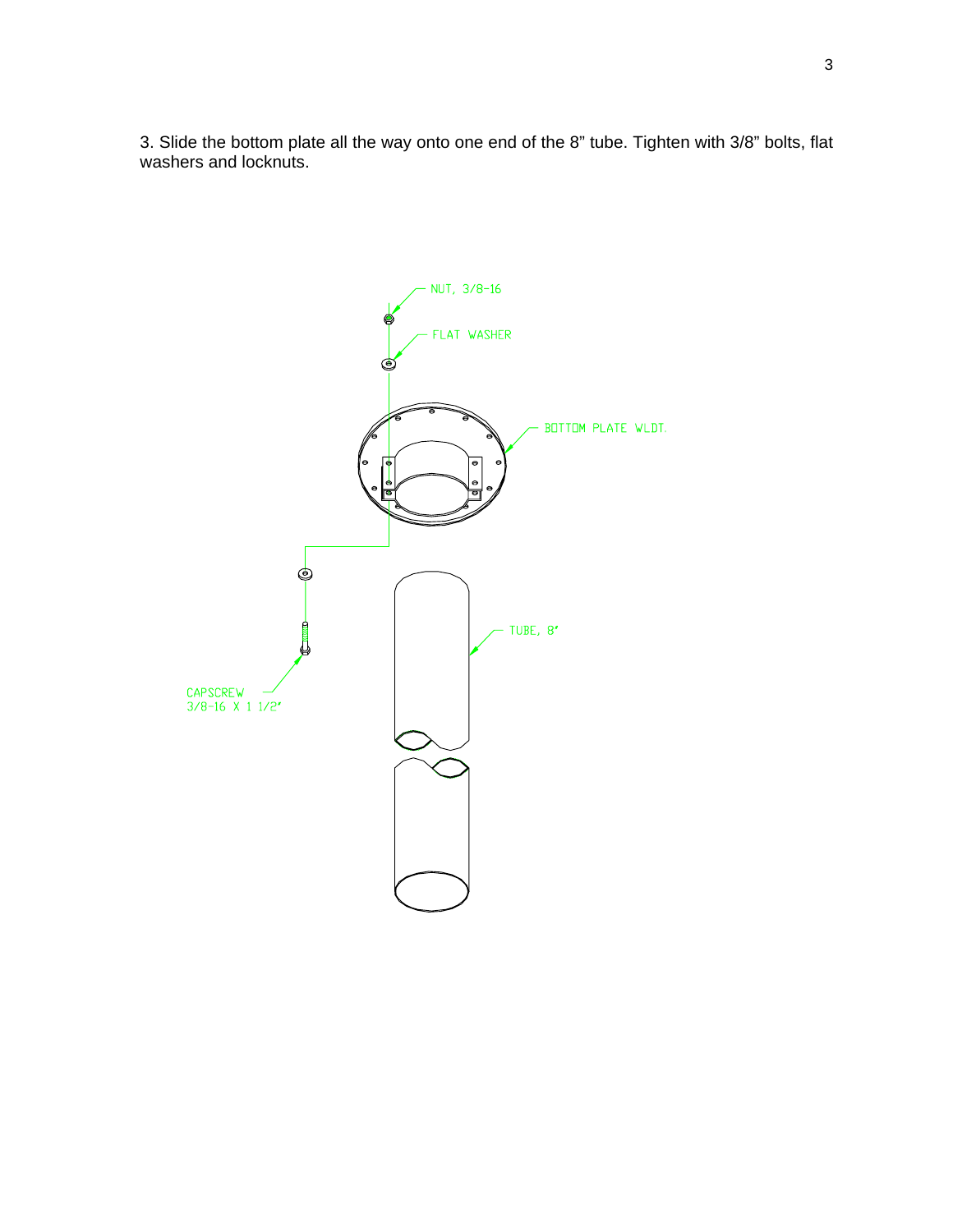3. Slide the bottom plate all the way onto one end of the 8" tube. Tighten with 3/8" bolts, flat washers and locknuts.

NUT, 3/8-16

FLAT WASHER

BOTTOM PLATE WLDT.

TUBE, 8"

CAPSCREW
3/8-16 X 1 1/2"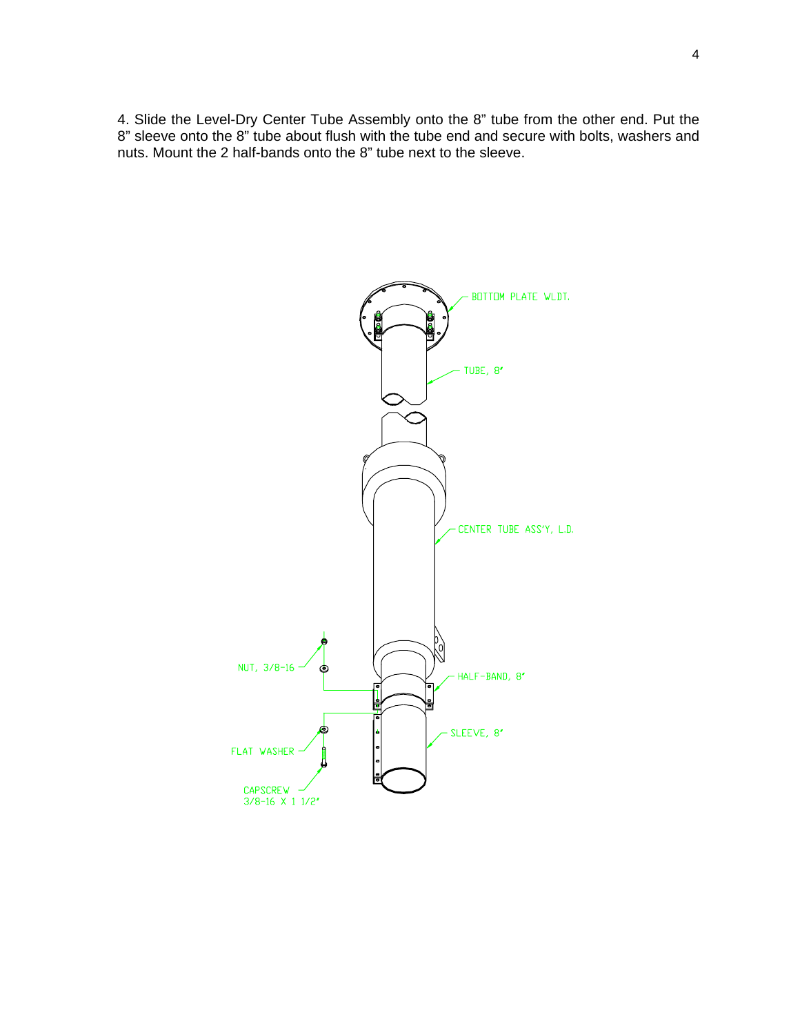4. Slide the Level-Dry Center Tube Assembly onto the 8" tube from the other end. Put the 8" sleeve onto the 8" tube about flush with the tube end and secure with bolts, washers and nuts. Mount the 2 half-bands onto the 8" tube next to the sleeve.

BOTTOM PLATE WLDT.

TUBE, 8"

CENTER TUBE ASS'Y, L.D.

NUT, 3/8-16

HALF-BAND, 8"

SLEEVE, 8"

FLAT WASHER

CAPSCREW
3/8-16 X 1 1/2"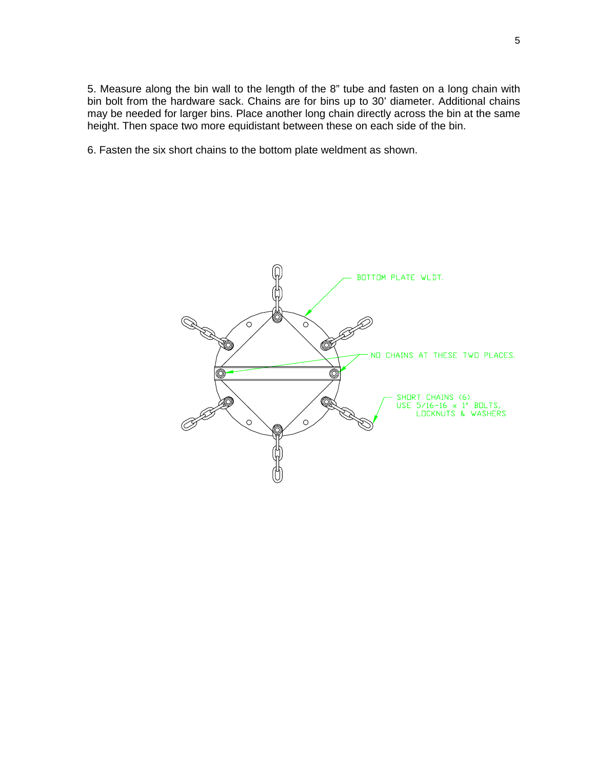5. Measure along the bin wall to the length of the 8" tube and fasten on a long chain with bin bolt from the hardware sack. Chains are for bins up to 30' diameter. Additional chains may be needed for larger bins. Place another long chain directly across the bin at the same height. Then space two more equidistant between these on each side of the bin.

6. Fasten the six short chains to the bottom plate weldment as shown.

BOTTOM PLATE WLDT.

NO CHAINS AT THESE TWO PLACES.

SHORT CHAINS (6)
USE 5/16-16 x 1" BOLTS, LOCKNUTS & WASHERS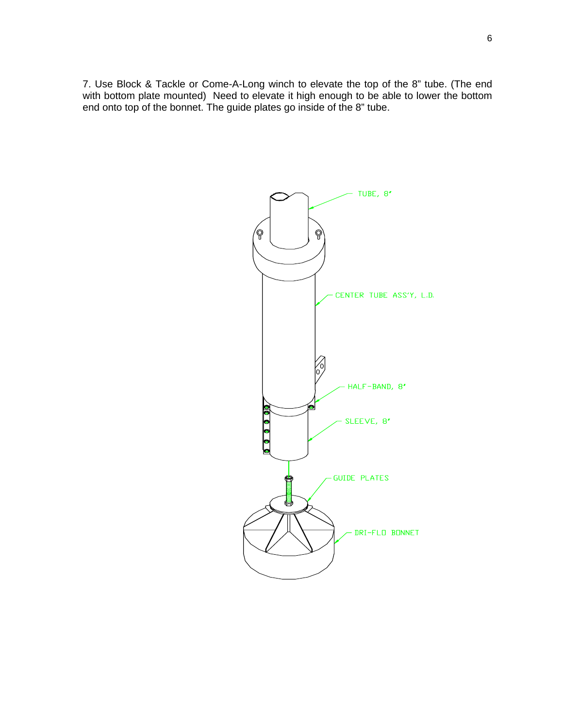7. Use Block & Tackle or Come-A-Long winch to elevate the top of the 8" tube. (The end with bottom plate mounted) Need to elevate it high enough to be able to lower the bottom end onto top of the bonnet. The guide plates go inside of the 8" tube.

TUBE, 8"

CENTER TUBE ASS'Y, L.D.

HALF-BAND, 8"

SLEEVE, 8"

GUIDE PLATES

DRI-FLO BONNET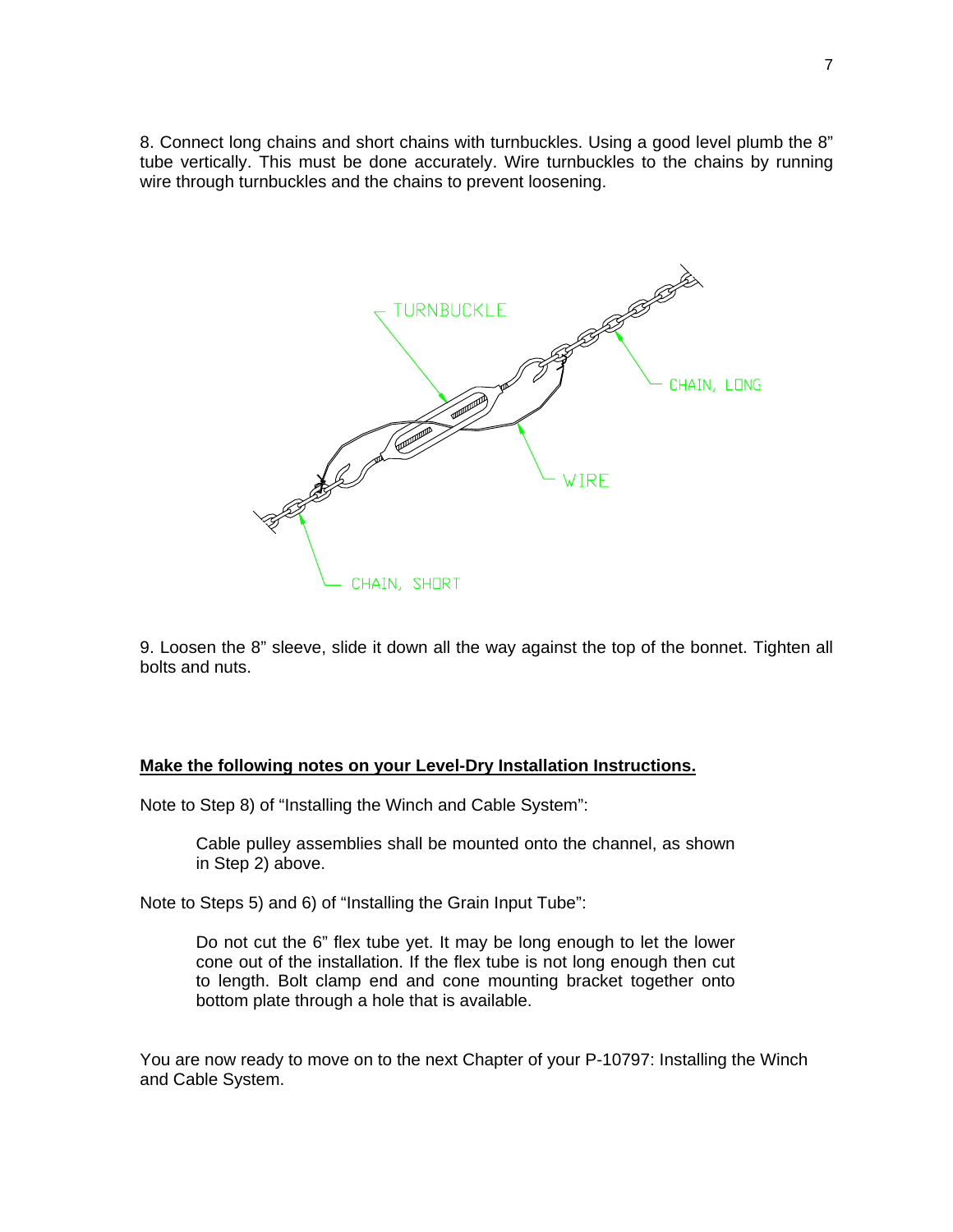8. Connect long chains and short chains with turnbuckles. Using a good level plumb the 8” tube vertically. This must be done accurately. Wire turnbuckles to the chains by running wire through turnbuckles and the chains to prevent loosening.

TURNBUCKLE

CHAIN, LONG

WIRE

CHAIN, SHORT

9. Loosen the 8” sleeve, slide it down all the way against the top of the bonnet. Tighten all bolts and nuts.

**Make the following notes on your Level-Dry Installation Instructions.**

Note to Step 8) of “Installing the Winch and Cable System”:

> Cable pulley assemblies shall be mounted onto the channel, as shown in Step 2) above.

Note to Steps 5) and 6) of “Installing the Grain Input Tube”:

> Do not cut the 6” flex tube yet. It may be long enough to let the lower cone out of the installation. If the flex tube is not long enough then cut to length. Bolt clamp end and cone mounting bracket together onto bottom plate through a hole that is available.

You are now ready to move on to the next Chapter of your P-10797: Installing the Winch and Cable System.